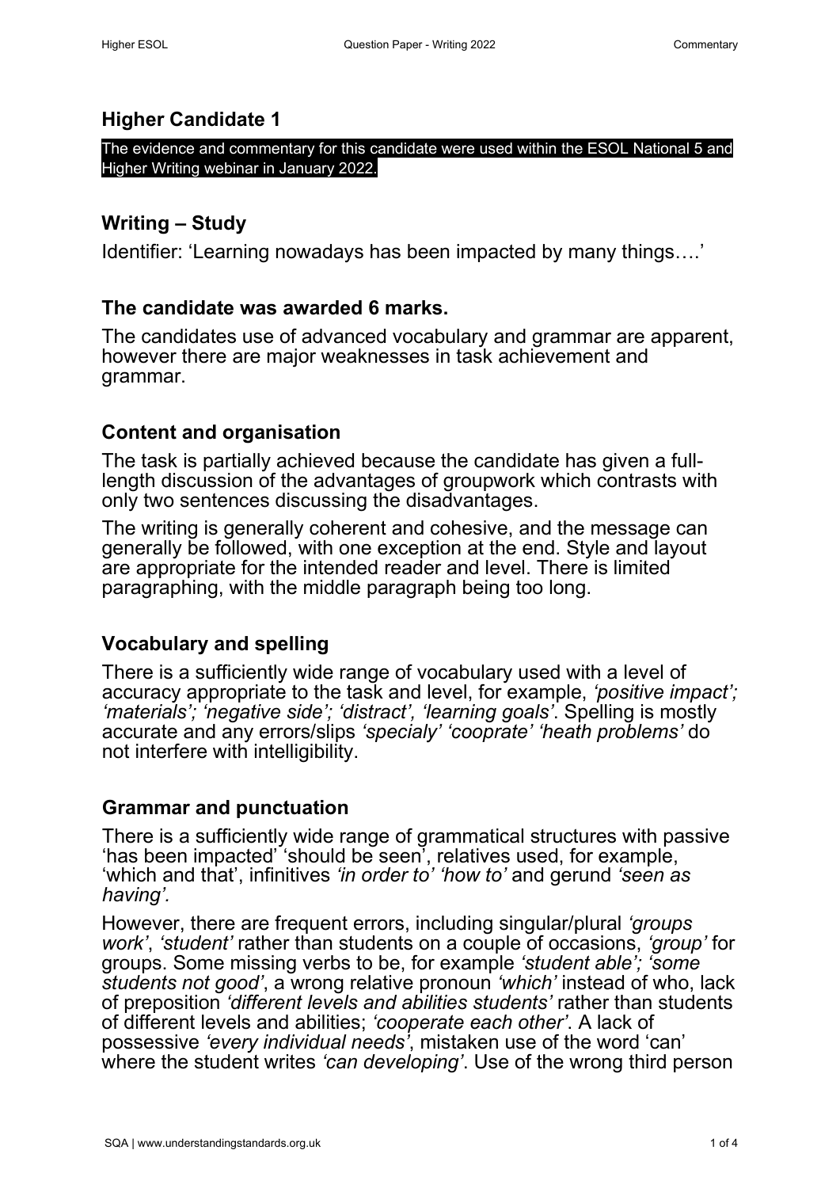## Higher Candidate 1

The evidence and commentary for this candidate were used within the ESOL National 5 and Higher Writing webinar in January 2022.

### Writing – Study

Identifier: 'Learning nowadays has been impacted by many things….'

### The candidate was awarded 6 marks.

The candidates use of advanced vocabulary and grammar are apparent, however there are major weaknesses in task achievement and grammar.

### Content and organisation

The task is partially achieved because the candidate has given a full-length discussion of the advantages of groupwork which contrasts with only two sentences discussing the disadvantages.

The writing is generally coherent and cohesive, and the message can generally be followed, with one exception at the end. Style and layout are appropriate for the intended reader and level. There is limited paragraphing, with the middle paragraph being too long.

### Vocabulary and spelling

There is a sufficiently wide range of vocabulary used with a level of accuracy appropriate to the task and level, for example, *'positive impact'; 'materials'; 'negative side'; 'distract', 'learning goals'*. Spelling is mostly accurate and any errors/slips *'specialy' 'cooprate' 'heath problems'* do not interfere with intelligibility.

### Grammar and punctuation

There is a sufficiently wide range of grammatical structures with passive 'has been impacted' 'should be seen', relatives used, for example, 'which and that', infinitives *'in order to' 'how to'* and gerund *'seen as having'.*

However, there are frequent errors, including singular/plural *'groups work'*, *'student'* rather than students on a couple of occasions, *'group'* for groups. Some missing verbs to be, for example *'student able'; 'some students not good'*, a wrong relative pronoun *'which'* instead of who, lack of preposition *'different levels and abilities students'* rather than students of different levels and abilities; *'cooperate each other'*. A lack of possessive *'every individual needs'*, mistaken use of the word 'can' where the student writes *'can developing'*. Use of the wrong third person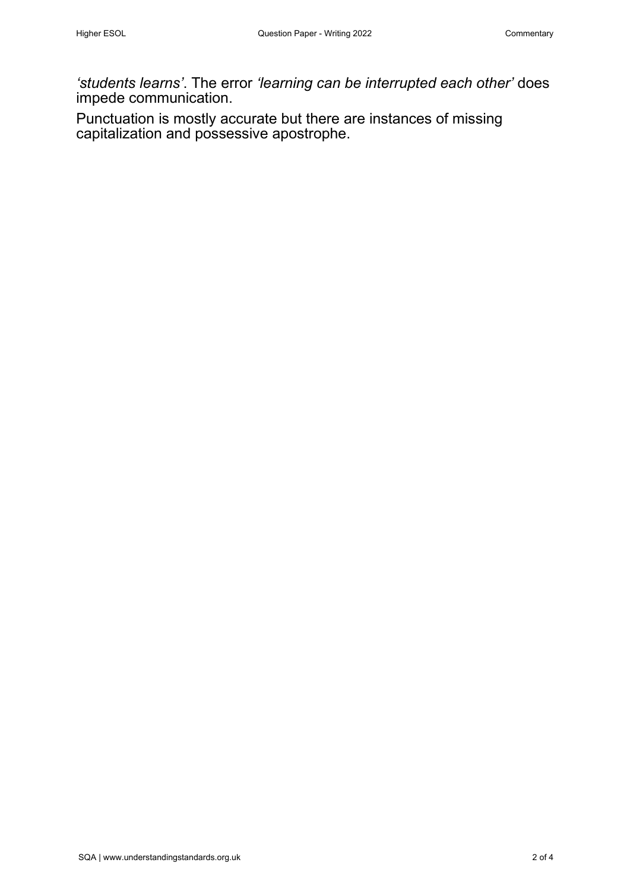*'students learns'*. The error *'learning can be interrupted each other'* does impede communication.

Punctuation is mostly accurate but there are instances of missing capitalization and possessive apostrophe.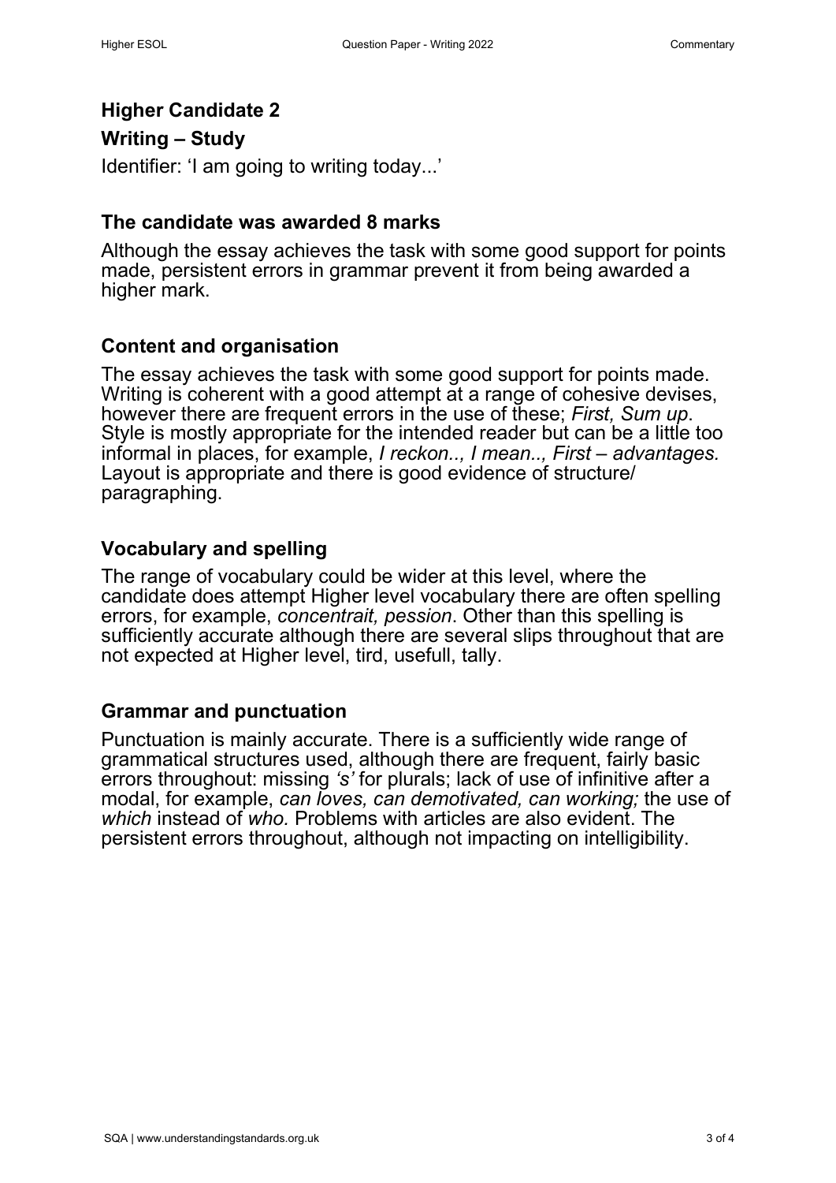## Higher Candidate 2

## Writing – Study

Identifier: 'I am going to writing today...'

### The candidate was awarded 8 marks

Although the essay achieves the task with some good support for points made, persistent errors in grammar prevent it from being awarded a higher mark.

### Content and organisation

The essay achieves the task with some good support for points made. Writing is coherent with a good attempt at a range of cohesive devises, however there are frequent errors in the use of these; *First, Sum up*. Style is mostly appropriate for the intended reader but can be a little too informal in places, for example, *I reckon.., I mean.., First – advantages.* Layout is appropriate and there is good evidence of structure/ paragraphing.

### Vocabulary and spelling

The range of vocabulary could be wider at this level, where the candidate does attempt Higher level vocabulary there are often spelling errors, for example, *concentrait, pession*. Other than this spelling is sufficiently accurate although there are several slips throughout that are not expected at Higher level, tird, usefull, tally.

### Grammar and punctuation

Punctuation is mainly accurate. There is a sufficiently wide range of grammatical structures used, although there are frequent, fairly basic errors throughout: missing *'s'* for plurals; lack of use of infinitive after a modal, for example, *can loves, can demotivated, can working;* the use of *which* instead of *who.* Problems with articles are also evident. The persistent errors throughout, although not impacting on intelligibility.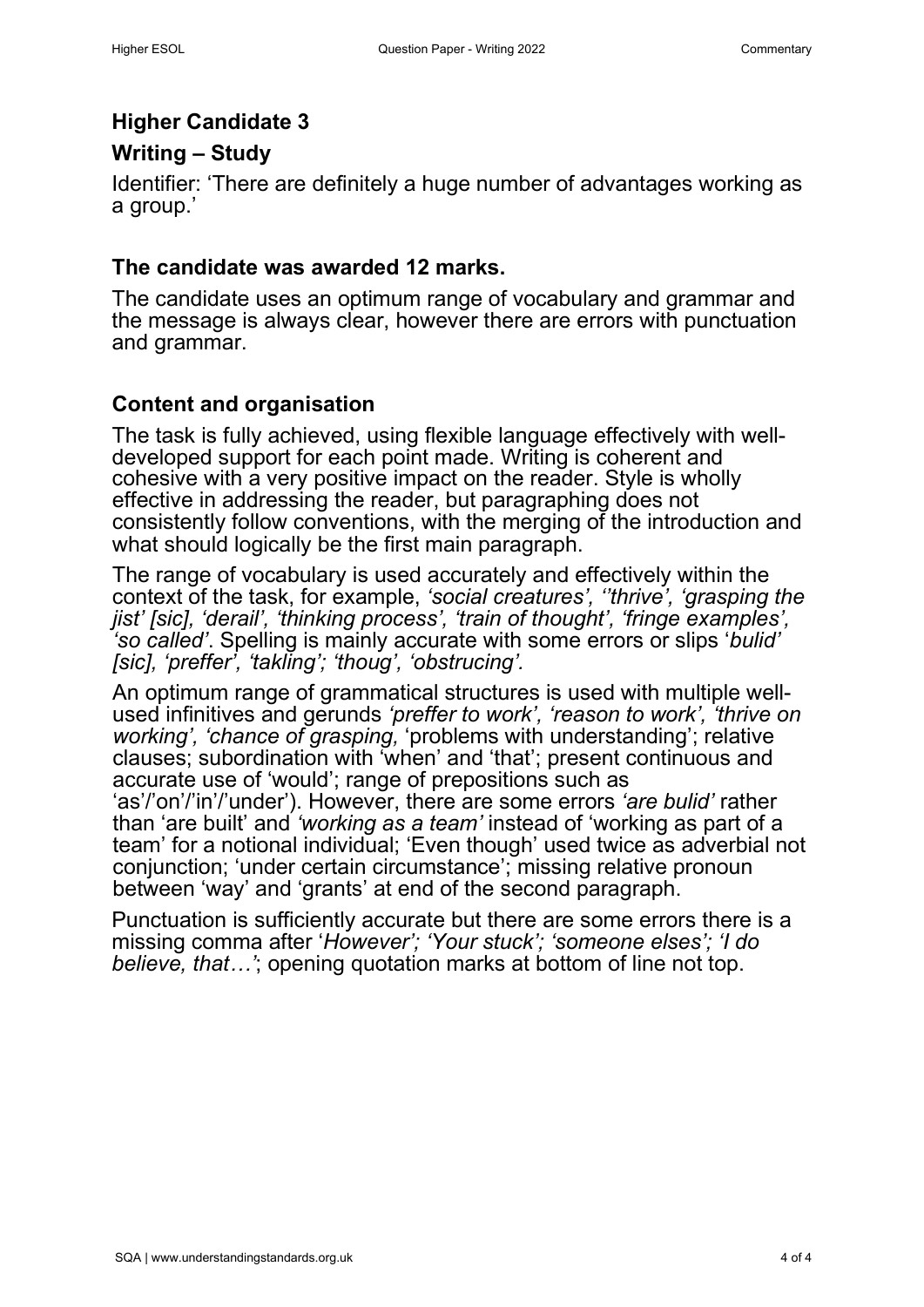## Higher Candidate 3

## Writing – Study

Identifier: 'There are definitely a huge number of advantages working as a group.'

### The candidate was awarded 12 marks.

The candidate uses an optimum range of vocabulary and grammar and the message is always clear, however there are errors with punctuation and grammar.

### Content and organisation

The task is fully achieved, using flexible language effectively with well-developed support for each point made. Writing is coherent and cohesive with a very positive impact on the reader. Style is wholly effective in addressing the reader, but paragraphing does not consistently follow conventions, with the merging of the introduction and what should logically be the first main paragraph.

The range of vocabulary is used accurately and effectively within the context of the task, for example, *'social creatures', ''thrive', 'grasping the jist' [sic], 'derail', 'thinking process', 'train of thought', 'fringe examples', 'so called'*. Spelling is mainly accurate with some errors or slips '*bulid' [sic], 'preffer', 'takling'; 'thoug', 'obstrucing'.*

An optimum range of grammatical structures is used with multiple well-used infinitives and gerunds *'preffer to work', 'reason to work', 'thrive on working', 'chance of grasping,* 'problems with understanding'; relative clauses; subordination with 'when' and 'that'; present continuous and accurate use of 'would'; range of prepositions such as 'as'/'on'/'in'/'under'). However, there are some errors *'are bulid'* rather than 'are built' and *'working as a team'* instead of 'working as part of a team' for a notional individual; 'Even though' used twice as adverbial not conjunction; 'under certain circumstance'; missing relative pronoun between 'way' and 'grants' at end of the second paragraph.

Punctuation is sufficiently accurate but there are some errors there is a missing comma after '*However'; 'Your stuck'; 'someone elses'; 'I do believe, that…'*; opening quotation marks at bottom of line not top.